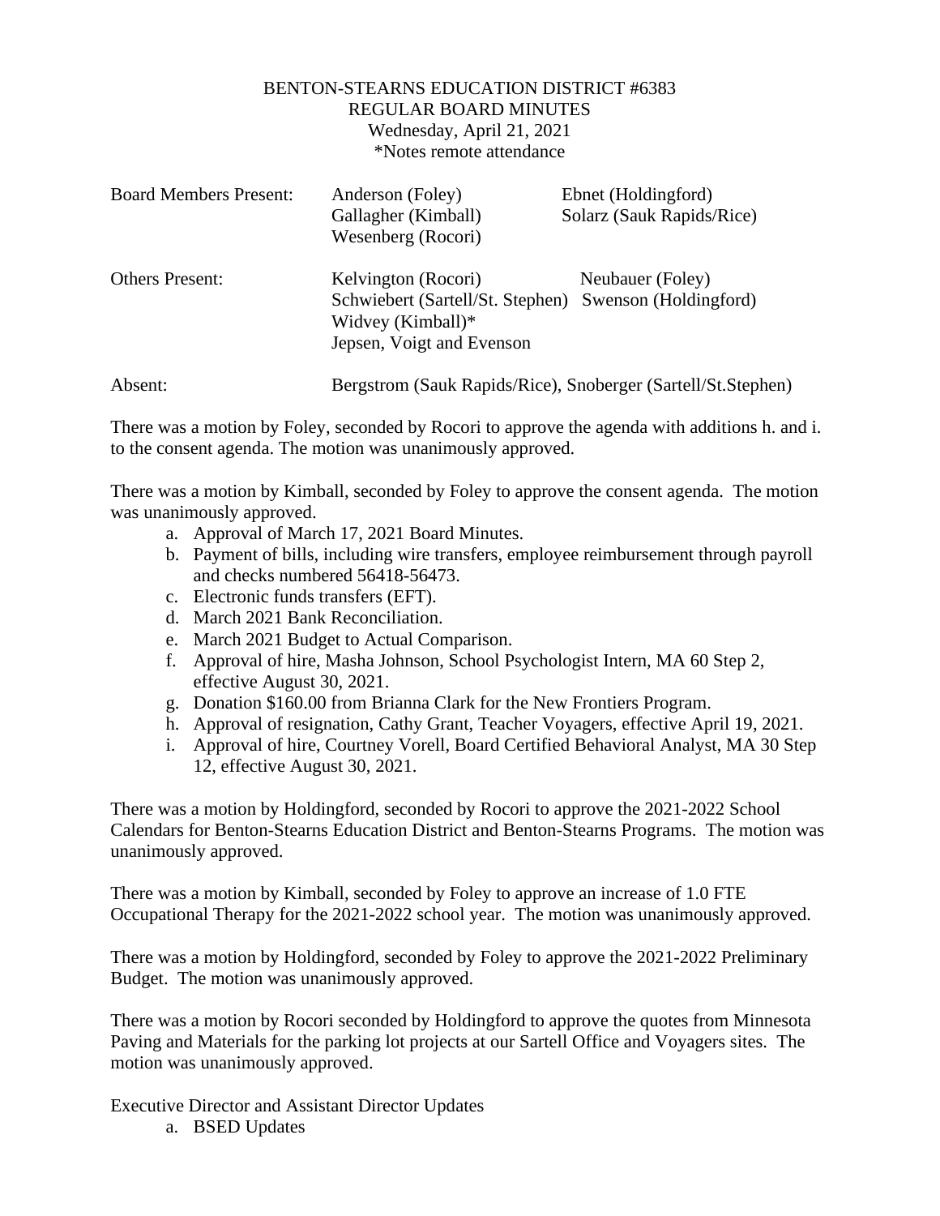# BENTON-STEARNS EDUCATION DISTRICT #6383
## REGULAR BOARD MINUTES
Wednesday, April 21, 2021
*Notes remote attendance

| | | |
|---|---|---|
| Board Members Present: | Anderson (Foley) | Ebnet (Holdingford) |
| | Gallagher (Kimball) | Solarz (Sauk Rapids/Rice) |
| | Wesenberg (Rocori) | |
| Others Present: | Kelvington (Rocori) | Neubauer (Foley) |
| | Schwiebert (Sartell/St. Stephen) | Swenson (Holdingford) |
| | Widvey (Kimball)* | |
| | Jepsen, Voigt and Evenson | |
| Absent: | Bergstrom (Sauk Rapids/Rice), Snoberger (Sartell/St.Stephen) | |

There was a motion by Foley, seconded by Rocori to approve the agenda with additions h. and i. to the consent agenda. The motion was unanimously approved.

There was a motion by Kimball, seconded by Foley to approve the consent agenda. The motion was unanimously approved.

a. Approval of March 17, 2021 Board Minutes.
b. Payment of bills, including wire transfers, employee reimbursement through payroll and checks numbered 56418-56473.
c. Electronic funds transfers (EFT).
d. March 2021 Bank Reconciliation.
e. March 2021 Budget to Actual Comparison.
f. Approval of hire, Masha Johnson, School Psychologist Intern, MA 60 Step 2, effective August 30, 2021.
g. Donation $160.00 from Brianna Clark for the New Frontiers Program.
h. Approval of resignation, Cathy Grant, Teacher Voyagers, effective April 19, 2021.
i. Approval of hire, Courtney Vorell, Board Certified Behavioral Analyst, MA 30 Step 12, effective August 30, 2021.

There was a motion by Holdingford, seconded by Rocori to approve the 2021-2022 School Calendars for Benton-Stearns Education District and Benton-Stearns Programs. The motion was unanimously approved.

There was a motion by Kimball, seconded by Foley to approve an increase of 1.0 FTE Occupational Therapy for the 2021-2022 school year. The motion was unanimously approved.

There was a motion by Holdingford, seconded by Foley to approve the 2021-2022 Preliminary Budget. The motion was unanimously approved.

There was a motion by Rocori seconded by Holdingford to approve the quotes from Minnesota Paving and Materials for the parking lot projects at our Sartell Office and Voyagers sites. The motion was unanimously approved.

Executive Director and Assistant Director Updates

a. BSED Updates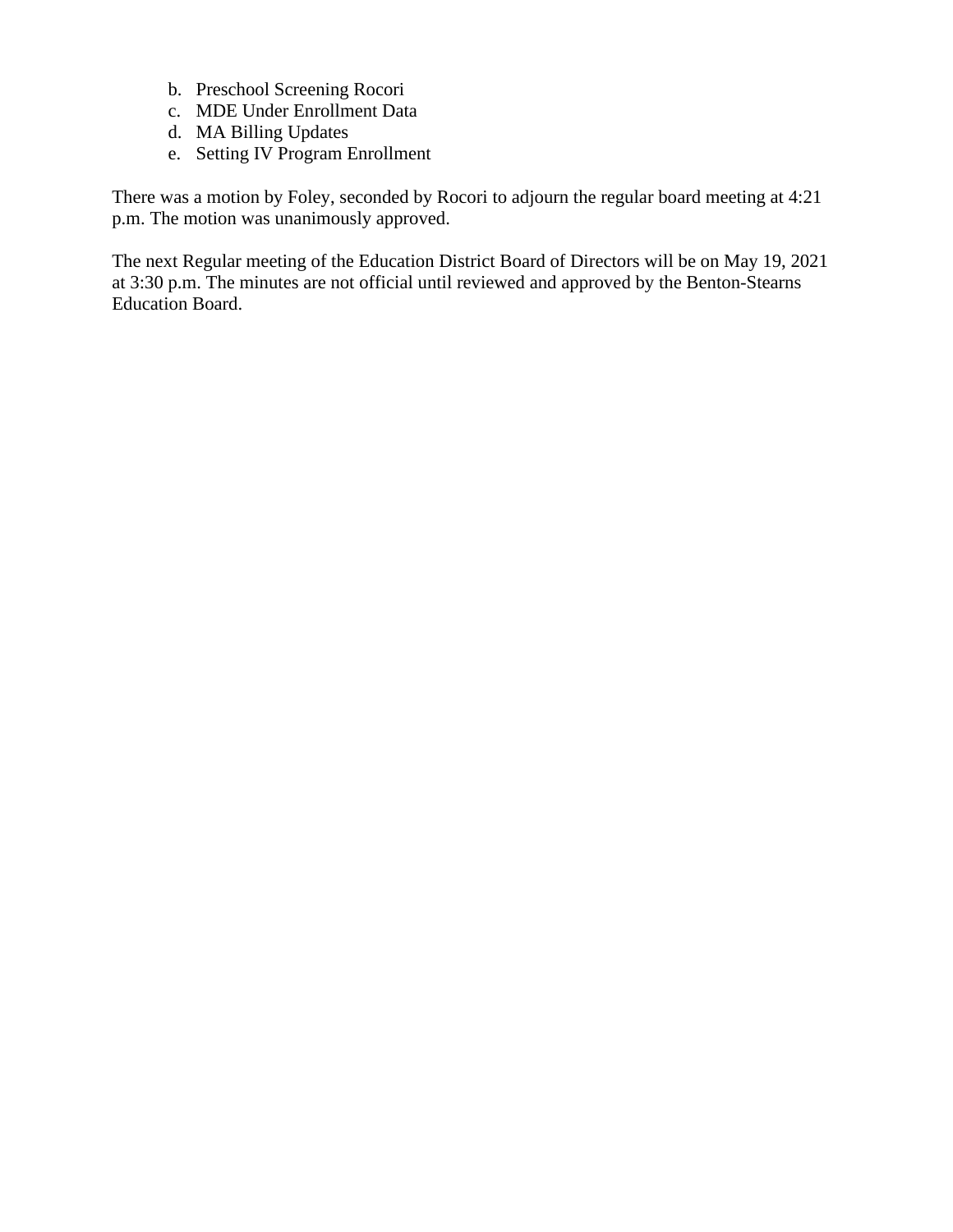b. Preschool Screening Rocori
c. MDE Under Enrollment Data
d. MA Billing Updates
e. Setting IV Program Enrollment

There was a motion by Foley, seconded by Rocori to adjourn the regular board meeting at 4:21 p.m. The motion was unanimously approved.

The next Regular meeting of the Education District Board of Directors will be on May 19, 2021 at 3:30 p.m. The minutes are not official until reviewed and approved by the Benton-Stearns Education Board.